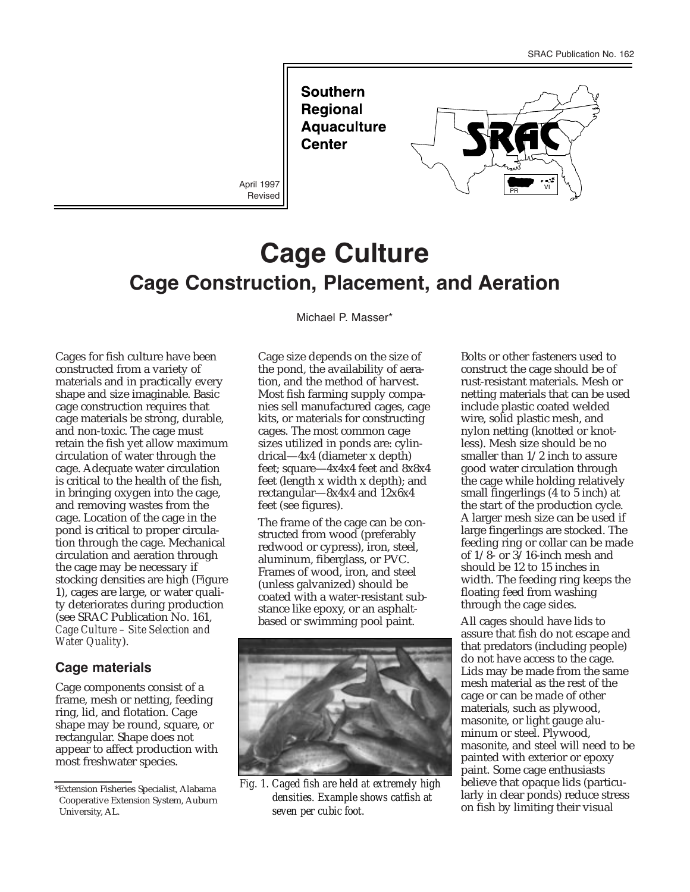SRAC Publication No. 162

Southern Regional Aquaculture Center

April 1997
Revised

# Cage Culture

## Cage Construction, Placement, and Aeration

Michael P. Masser*

Cages for fish culture have been constructed from a variety of materials and in practically every shape and size imaginable. Basic cage construction requires that cage materials be strong, durable, and non-toxic. The cage must retain the fish yet allow maximum circulation of water through the cage. Adequate water circulation is critical to the health of the fish, in bringing oxygen into the cage, and removing wastes from the cage. Location of the cage in the pond is critical to proper circulation through the cage. Mechanical circulation and aeration through the cage may be necessary if stocking densities are high (Figure 1), cages are large, or water quality deteriorates during production (see SRAC Publication No. 161, *Cage Culture – Site Selection and Water Quality*).

### Cage materials

Cage components consist of a frame, mesh or netting, feeding ring, lid, and flotation. Cage shape may be round, square, or rectangular. Shape does not appear to affect production with most freshwater species.

Cage size depends on the size of the pond, the availability of aeration, and the method of harvest. Most fish farming supply companies sell manufactured cages, cage kits, or materials for constructing cages. The most common cage sizes utilized in ponds are: cylindrical—4x4 (diameter x depth) feet; square—4x4x4 feet and 8x8x4 feet (length x width x depth); and rectangular—8x4x4 and 12x6x4 feet (see figures).

The frame of the cage can be constructed from wood (preferably redwood or cypress), iron, steel, aluminum, fiberglass, or PVC. Frames of wood, iron, and steel (unless galvanized) should be coated with a water-resistant substance like epoxy, or an asphalt-based or swimming pool paint.

*Fig. 1. Caged fish are held at extremely high densities. Example shows catfish at seven per cubic foot.*

Bolts or other fasteners used to construct the cage should be of rust-resistant materials. Mesh or netting materials that can be used include plastic coated welded wire, solid plastic mesh, and nylon netting (knotted or knotless). Mesh size should be no smaller than 1/2 inch to assure good water circulation through the cage while holding relatively small fingerlings (4 to 5 inch) at the start of the production cycle. A larger mesh size can be used if large fingerlings are stocked. The feeding ring or collar can be made of 1/8- or 3/16-inch mesh and should be 12 to 15 inches in width. The feeding ring keeps the floating feed from washing through the cage sides.

All cages should have lids to assure that fish do not escape and that predators (including people) do not have access to the cage. Lids may be made from the same mesh material as the rest of the cage or can be made of other materials, such as plywood, masonite, or light gauge aluminum or steel. Plywood, masonite, and steel will need to be painted with exterior or epoxy paint. Some cage enthusiasts believe that opaque lids (particularly in clear ponds) reduce stress on fish by limiting their visual

*Extension Fisheries Specialist, Alabama Cooperative Extension System, Auburn University, AL.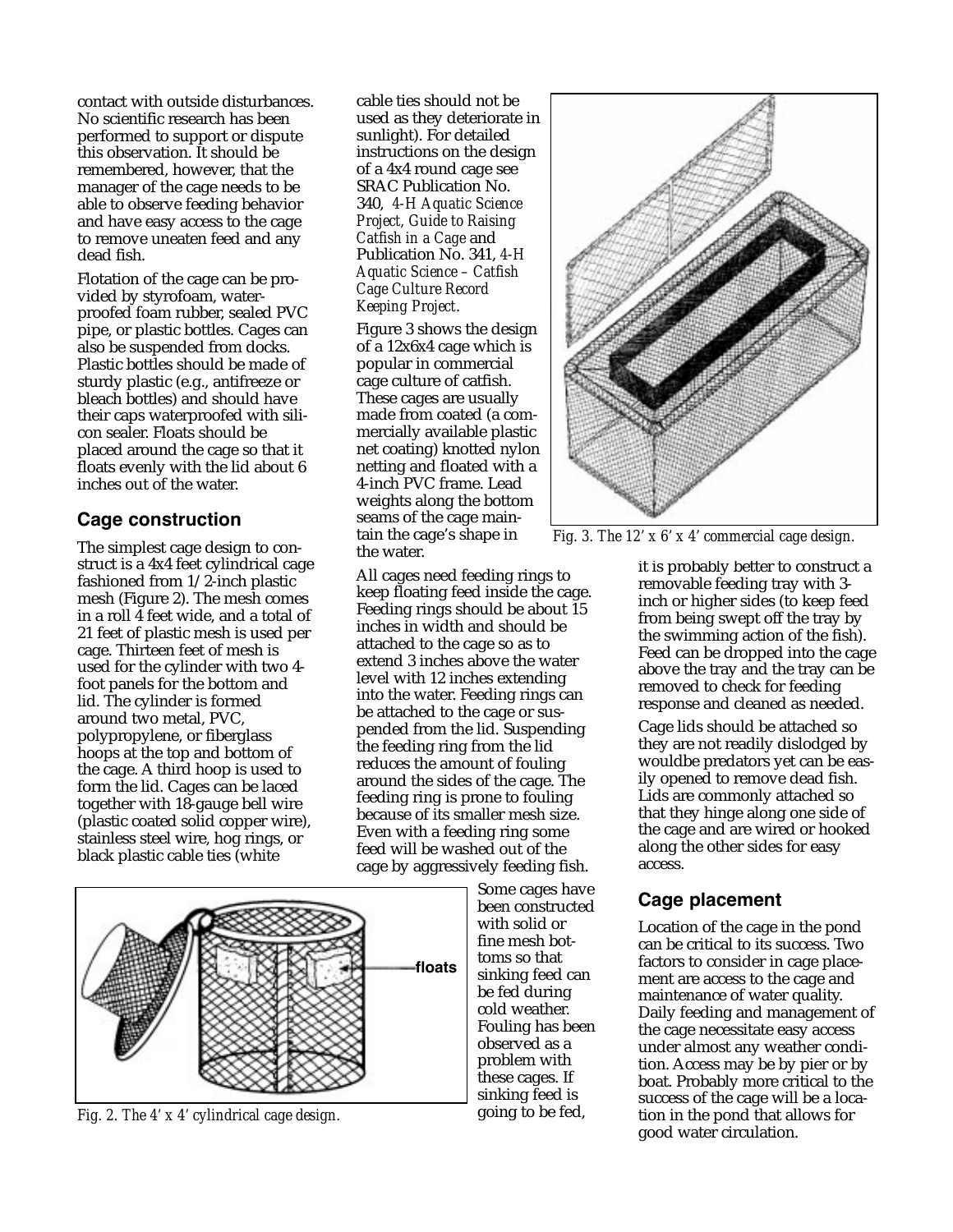contact with outside disturbances. No scientific research has been performed to support or dispute this observation. It should be remembered, however, that the manager of the cage needs to be able to observe feeding behavior and have easy access to the cage to remove uneaten feed and any dead fish.

Flotation of the cage can be provided by styrofoam, waterproofed foam rubber, sealed PVC pipe, or plastic bottles. Cages can also be suspended from docks. Plastic bottles should be made of sturdy plastic (e.g., antifreeze or bleach bottles) and should have their caps waterproofed with silicon sealer. Floats should be placed around the cage so that it floats evenly with the lid about 6 inches out of the water.

## Cage construction

The simplest cage design to construct is a 4x4 feet cylindrical cage fashioned from 1/2-inch plastic mesh (Figure 2). The mesh comes in a roll 4 feet wide, and a total of 21 feet of plastic mesh is used per cage. Thirteen feet of mesh is used for the cylinder with two 4-foot panels for the bottom and lid. The cylinder is formed around two metal, PVC, polypropylene, or fiberglass hoops at the top and bottom of the cage. A third hoop is used to form the lid. Cages can be laced together with 18-gauge bell wire (plastic coated solid copper wire), stainless steel wire, hog rings, or black plastic cable ties (white cable ties should not be used as they deteriorate in sunlight). For detailed instructions on the design of a 4x4 round cage see SRAC Publication No. 340, *4-H Aquatic Science Project, Guide to Raising Catfish in a Cage* and Publication No. 341, *4-H Aquatic Science – Catfish Cage Culture Record Keeping Project*.

*Fig. 2. The 4' x 4' cylindrical cage design.*

Figure 3 shows the design of a 12x6x4 cage which is popular in commercial cage culture of catfish. These cages are usually made from coated (a commercially available plastic net coating) knotted nylon netting and floated with a 4-inch PVC frame. Lead weights along the bottom seams of the cage maintain the cage's shape in the water.

*Fig. 3. The 12' x 6' x 4' commercial cage design.*

All cages need feeding rings to keep floating feed inside the cage. Feeding rings should be about 15 inches in width and should be attached to the cage so as to extend 3 inches above the water level with 12 inches extending into the water. Feeding rings can be attached to the cage or suspended from the lid. Suspending the feeding ring from the lid reduces the amount of fouling around the sides of the cage. The feeding ring is prone to fouling because of its smaller mesh size. Even with a feeding ring some feed will be washed out of the cage by aggressively feeding fish.

Some cages have been constructed with solid or fine mesh bottoms so that sinking feed can be fed during cold weather. Fouling has been observed as a problem with these cages. If sinking feed is going to be fed, it is probably better to construct a removable feeding tray with 3-inch or higher sides (to keep feed from being swept off the tray by the swimming action of the fish). Feed can be dropped into the cage above the tray and the tray can be removed to check for feeding response and cleaned as needed.

Cage lids should be attached so they are not readily dislodged by wouldbe predators yet can be easily opened to remove dead fish. Lids are commonly attached so that they hinge along one side of the cage and are wired or hooked along the other sides for easy access.

## Cage placement

Location of the cage in the pond can be critical to its success. Two factors to consider in cage placement are access to the cage and maintenance of water quality. Daily feeding and management of the cage necessitate easy access under almost any weather condition. Access may be by pier or by boat. Probably more critical to the success of the cage will be a location in the pond that allows for good water circulation.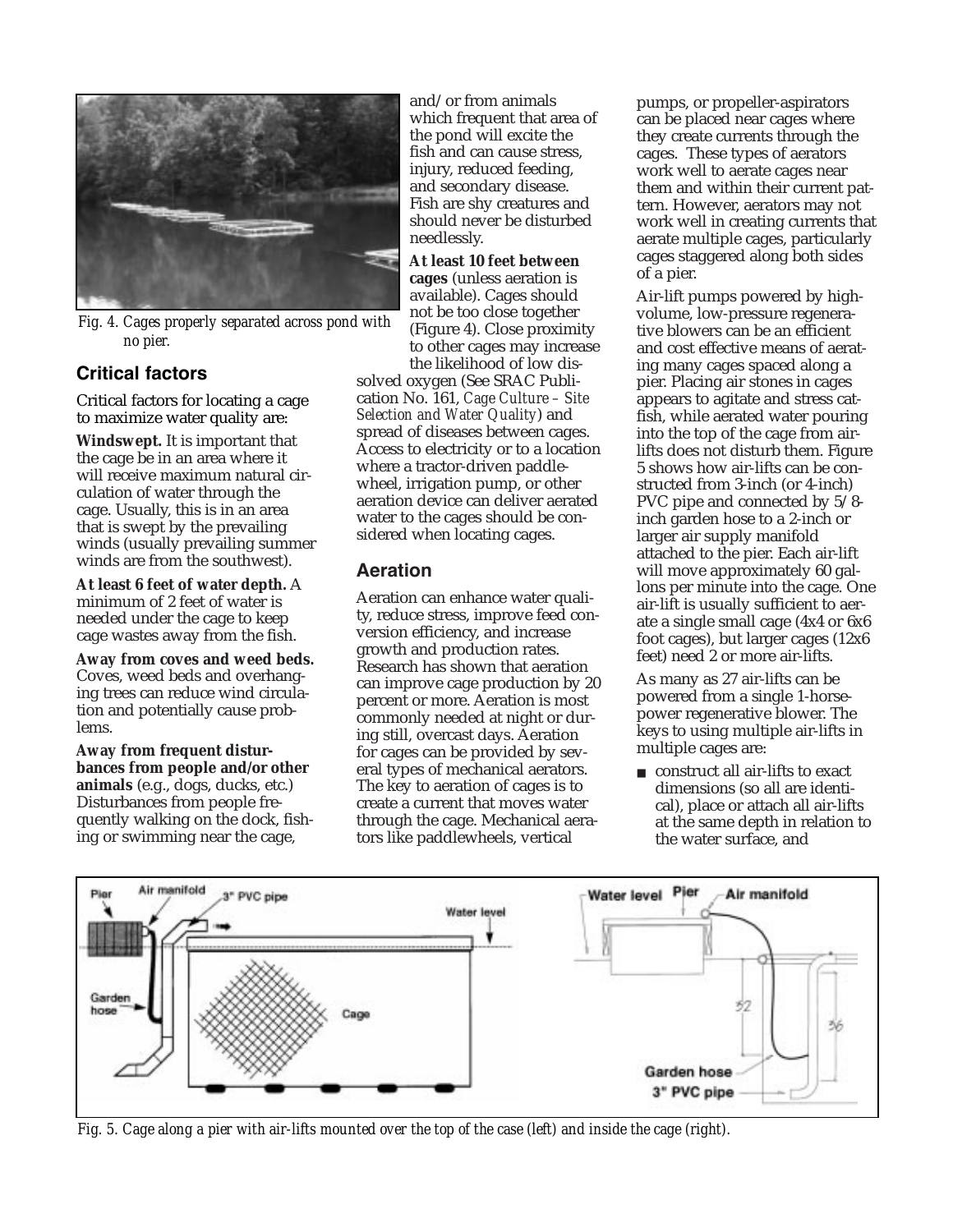Fig. 4. Cages properly separated across pond with no pier.

## Critical factors

Critical factors for locating a cage to maximize water quality are:

**Windswept.** It is important that the cage be in an area where it will receive maximum natural circulation of water through the cage. Usually, this is in an area that is swept by the prevailing winds (usually prevailing summer winds are from the southwest).

**At least 6 feet of water depth.** A minimum of 2 feet of water is needed under the cage to keep cage wastes away from the fish.

**Away from coves and weed beds.** Coves, weed beds and overhanging trees can reduce wind circulation and potentially cause problems.

**Away from frequent disturbances from people and/or other animals** (e.g., dogs, ducks, etc.) Disturbances from people frequently walking on the dock, fishing or swimming near the cage, and/or from animals which frequent that area of the pond will excite the fish and can cause stress, injury, reduced feeding, and secondary disease. Fish are shy creatures and should never be disturbed needlessly.

**At least 10 feet between cages** (unless aeration is available). Cages should not be too close together (Figure 4). Close proximity to other cages may increase the likelihood of low dissolved oxygen (See SRAC Publication No. 161, *Cage Culture – Site Selection and Water Quality*) and spread of diseases between cages. Access to electricity or to a location where a tractor-driven paddlewheel, irrigation pump, or other aeration device can deliver aerated water to the cages should be considered when locating cages.

## Aeration

Aeration can enhance water quality, reduce stress, improve feed conversion efficiency, and increase growth and production rates. Research has shown that aeration can improve cage production by 20 percent or more. Aeration is most commonly needed at night or during still, overcast days. Aeration for cages can be provided by several types of mechanical aerators. The key to aeration of cages is to create a current that moves water through the cage. Mechanical aerators like paddlewheels, vertical pumps, or propeller-aspirators can be placed near cages where they create currents through the cages. These types of aerators work well to aerate cages near them and within their current pattern. However, aerators may not work well in creating currents that aerate multiple cages, particularly cages staggered along both sides of a pier.

Air-lift pumps powered by high-volume, low-pressure regenerative blowers can be an efficient and cost effective means of aerating many cages spaced along a pier. Placing air stones in cages appears to agitate and stress catfish, while aerated water pouring into the top of the cage from air-lifts does not disturb them. Figure 5 shows how air-lifts can be constructed from 3-inch (or 4-inch) PVC pipe and connected by 5/8-inch garden hose to a 2-inch or larger air supply manifold attached to the pier. Each air-lift will move approximately 60 gallons per minute into the cage. One air-lift is usually sufficient to aerate a single small cage (4x4 or 6x6 foot cages), but larger cages (12x6 feet) need 2 or more air-lifts.

As many as 27 air-lifts can be powered from a single 1-horsepower regenerative blower. The keys to using multiple air-lifts in multiple cages are:

- construct all air-lifts to exact dimensions (so all are identical), place or attach all air-lifts at the same depth in relation to the water surface, and

Fig. 5. Cage along a pier with air-lifts mounted over the top of the case (left) and inside the cage (right).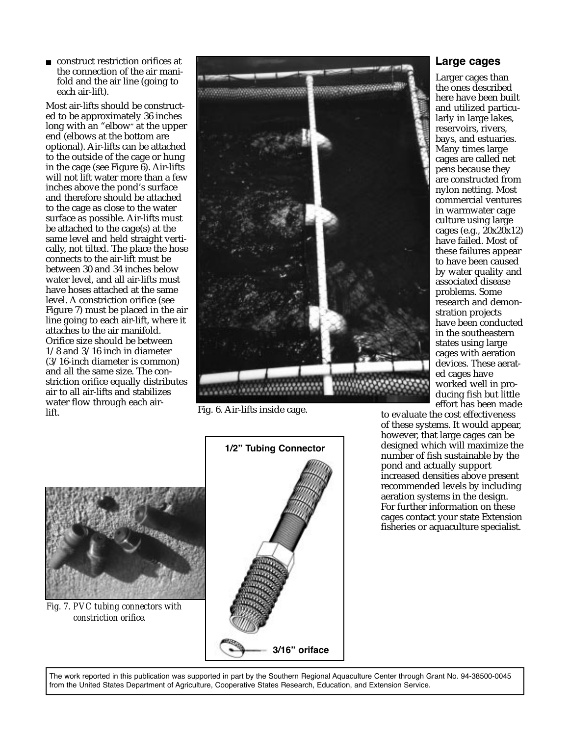- construct restriction orifices at the connection of the air manifold and the air line (going to each air-lift).

Most air-lifts should be constructed to be approximately 36 inches long with an "elbow" at the upper end (elbows at the bottom are optional). Air-lifts can be attached to the outside of the cage or hung in the cage (see Figure 6). Air-lifts will not lift water more than a few inches above the pond's surface and therefore should be attached to the cage as close to the water surface as possible. Air-lifts must be attached to the cage(s) at the same level and held straight vertically, not tilted. The place the hose connects to the air-lift must be between 30 and 34 inches below water level, and all air-lifts must have hoses attached at the same level. A constriction orifice (see Figure 7) must be placed in the air line going to each air-lift, where it attaches to the air manifold. Orifice size should be between 1/8 and 3/16 inch in diameter (3/16-inch diameter is common) and all the same size. The constriction orifice equally distributes air to all air-lifts and stabilizes water flow through each air-lift.

Fig. 6. Air-lifts inside cage.

*Fig. 7. PVC tubing connectors with constriction orifice.*

1/2" Tubing Connector

3/16" oriface

## Large cages

Larger cages than the ones described here have been built and utilized particularly in large lakes, reservoirs, rivers, bays, and estuaries. Many times large cages are called net pens because they are constructed from nylon netting. Most commercial ventures in warmwater cage culture using large cages (e.g., 20x20x12) have failed. Most of these failures appear to have been caused by water quality and associated disease problems. Some research and demonstration projects have been conducted in the southeastern states using large cages with aeration devices. These aerated cages have worked well in producing fish but little effort has been made to evaluate the cost effectiveness of these systems. It would appear, however, that large cages can be designed which will maximize the number of fish sustainable by the pond and actually support increased densities above present recommended levels by including aeration systems in the design. For further information on these cages contact your state Extension fisheries or aquaculture specialist.

The work reported in this publication was supported in part by the Southern Regional Aquaculture Center through Grant No. 94-38500-0045 from the United States Department of Agriculture, Cooperative States Research, Education, and Extension Service.